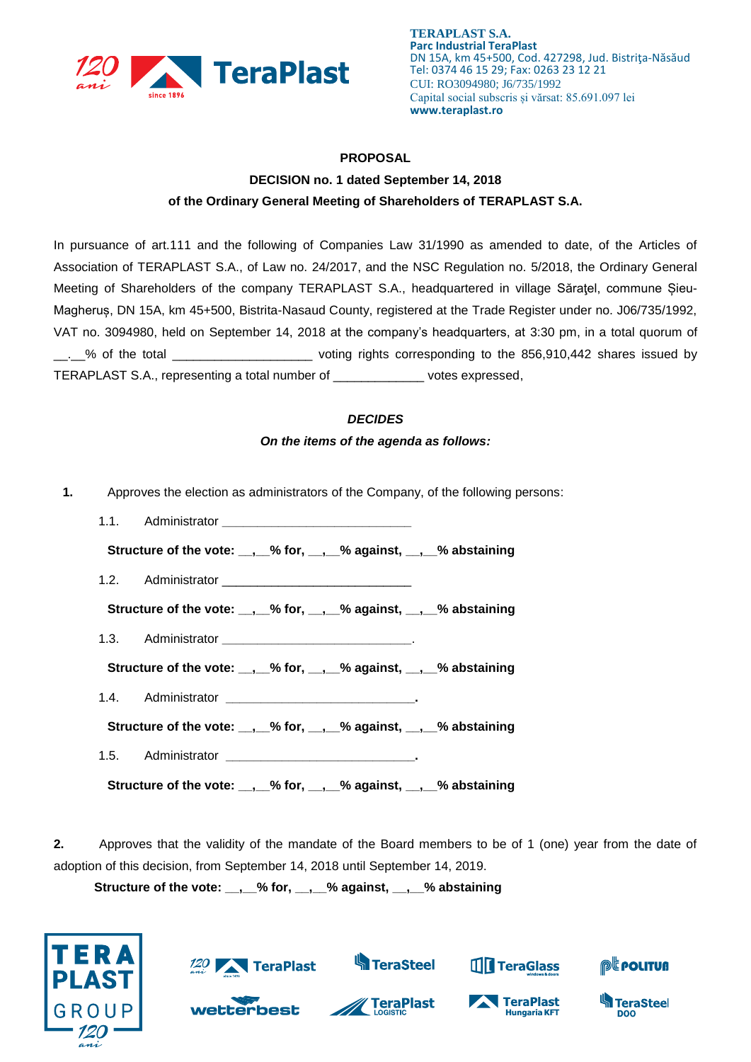**TERAPLAST S.A.**
**Parc Industrial TeraPlast**
DN 15A, km 45+500, Cod. 427298, Jud. Bistriţa-Năsăud
Tel: 0374 46 15 29; Fax: 0263 23 12 21
CUI: RO3094980; J6/735/1992
Capital social subscris și vărsat: 85.691.097 lei
**www.teraplast.ro**

**PROPOSAL**

**DECISION no. 1 dated September 14, 2018**

**of the Ordinary General Meeting of Shareholders of TERAPLAST S.A.**

In pursuance of art.111 and the following of Companies Law 31/1990 as amended to date, of the Articles of Association of TERAPLAST S.A., of Law no. 24/2017, and the NSC Regulation no. 5/2018, the Ordinary General Meeting of Shareholders of the company TERAPLAST S.A., headquartered in village Săraţel, commune Șieu-Magheruș, DN 15A, km 45+500, Bistrita-Nasaud County, registered at the Trade Register under no. J06/735/1992, VAT no. 3094980, held on September 14, 2018 at the company's headquarters, at 3:30 pm, in a total quorum of __.__% of the total ____________________ voting rights corresponding to the 856,910,442 shares issued by TERAPLAST S.A., representing a total number of _____________ votes expressed,

***DECIDES***

***On the items of the agenda as follows:***

**1.** Approves the election as administrators of the Company, of the following persons:

1.1. Administrator ___________________________

**Structure of the vote: __,__% for, __,__% against, __,__% abstaining**

1.2. Administrator ___________________________

**Structure of the vote: __,__% for, __,__% against, __,__% abstaining**

1.3. Administrator ___________________________.

**Structure of the vote: __,__% for, __,__% against, __,__% abstaining**

1.4. Administrator ___________________________.

**Structure of the vote: __,__% for, __,__% against, __,__% abstaining**

1.5. Administrator ___________________________.

**Structure of the vote: __,__% for, __,__% against, __,__% abstaining**

**2.** Approves that the validity of the mandate of the Board members to be of 1 (one) year from the date of adoption of this decision, from September 14, 2018 until September 14, 2019.

**Structure of the vote: __,__% for, __,__% against, __,__% abstaining**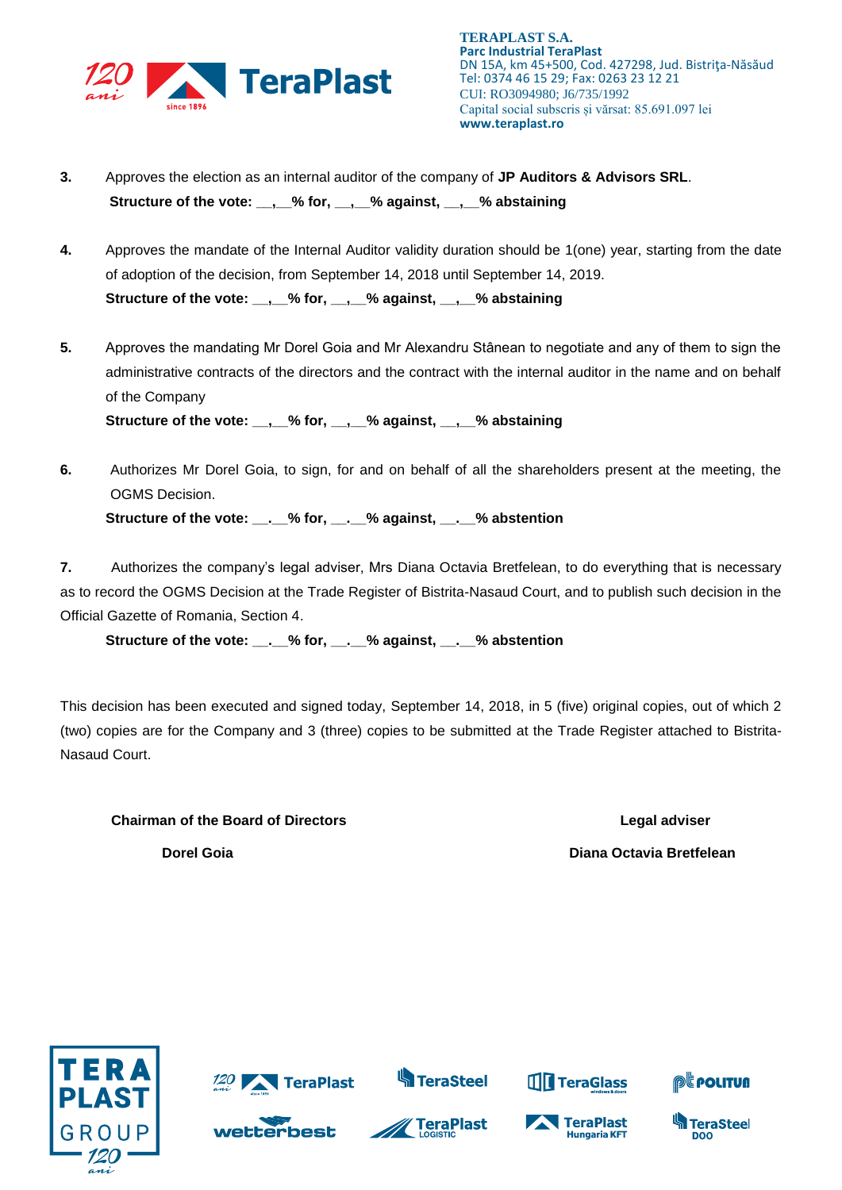3. Approves the election as an internal auditor of the company of **JP Auditors & Advisors SRL**.
**Structure of the vote: __,__% for, __,__% against, __,__% abstaining**

4. Approves the mandate of the Internal Auditor validity duration should be 1(one) year, starting from the date of adoption of the decision, from September 14, 2018 until September 14, 2019.
**Structure of the vote: __,__% for, __,__% against, __,__% abstaining**

5. Approves the mandating Mr Dorel Goia and Mr Alexandru Stânean to negotiate and any of them to sign the administrative contracts of the directors and the contract with the internal auditor in the name and on behalf of the Company
**Structure of the vote: __,__% for, __,__% against, __,__% abstaining**

6. Authorizes Mr Dorel Goia, to sign, for and on behalf of all the shareholders present at the meeting, the OGMS Decision.
**Structure of the vote: __.__% for, __.__% against, __.__% abstention**

7. Authorizes the company's legal adviser, Mrs Diana Octavia Bretfelean, to do everything that is necessary as to record the OGMS Decision at the Trade Register of Bistrita-Nasaud Court, and to publish such decision in the Official Gazette of Romania, Section 4.
**Structure of the vote: __.__% for, __.__% against, __.__% abstention**

This decision has been executed and signed today, September 14, 2018, in 5 (five) original copies, out of which 2 (two) copies are for the Company and 3 (three) copies to be submitted at the Trade Register attached to Bistrita-Nasaud Court.

| | |
|---|---|
| **Chairman of the Board of Directors** | **Legal adviser** |
| **Dorel Goia** | **Diana Octavia Bretfelean** |